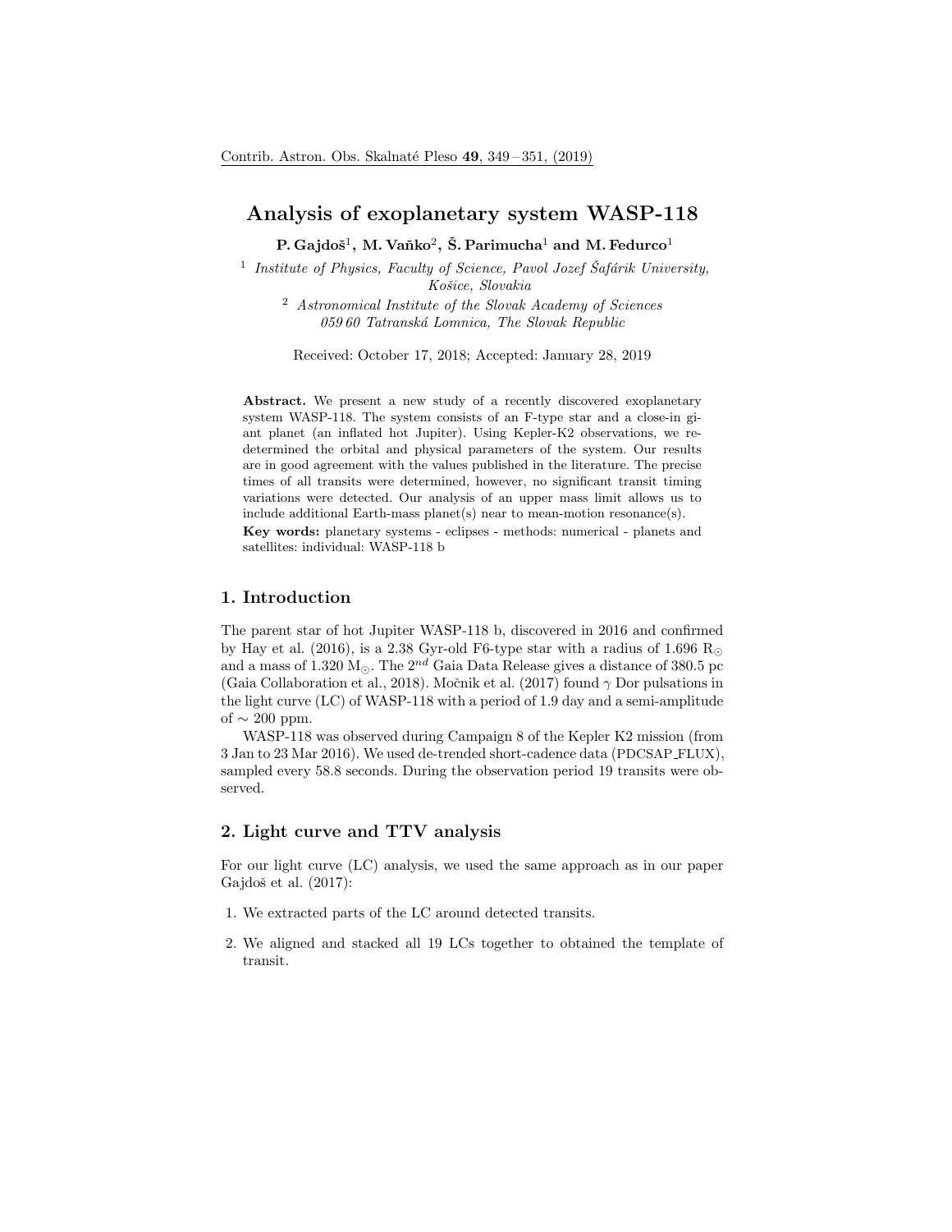# Analysis of exoplanetary system WASP-118

**P. Gajdoš[1], M. Vaňko[2], Š. Parimucha[1] and M. Fedurco[1]**

[1] *Institute of Physics, Faculty of Science, Pavol Jozef Šafárik University, Košice, Slovakia*

[2] *Astronomical Institute of the Slovak Academy of Sciences 059 60 Tatranská Lomnica, The Slovak Republic*

Received: October 17, 2018; Accepted: January 28, 2019

**Abstract.** We present a new study of a recently discovered exoplanetary system WASP-118. The system consists of an F-type star and a close-in giant planet (an inflated hot Jupiter). Using Kepler-K2 observations, we re-determined the orbital and physical parameters of the system. Our results are in good agreement with the values published in the literature. The precise times of all transits were determined, however, no significant transit timing variations were detected. Our analysis of an upper mass limit allows us to include additional Earth-mass planet(s) near to mean-motion resonance(s).

**Key words:** planetary systems - eclipses - methods: numerical - planets and satellites: individual: WASP-118 b

## 1. Introduction

The parent star of hot Jupiter WASP-118 b, discovered in 2016 and confirmed by Hay et al. (2016), is a 2.38 Gyr-old F6-type star with a radius of 1.696 $R_\odot$ and a mass of 1.320 $M_\odot$. The $2^{nd}$ Gaia Data Release gives a distance of 380.5 pc (Gaia Collaboration et al., 2018). Močnik et al. (2017) found $\gamma$ Dor pulsations in the light curve (LC) of WASP-118 with a period of 1.9 day and a semi-amplitude of $\sim$ 200 ppm.

WASP-118 was observed during Campaign 8 of the Kepler K2 mission (from 3 Jan to 23 Mar 2016). We used de-trended short-cadence data (PDCSAP_FLUX), sampled every 58.8 seconds. During the observation period 19 transits were observed.

## 2. Light curve and TTV analysis

For our light curve (LC) analysis, we used the same approach as in our paper Gajdoš et al. (2017):

1. We extracted parts of the LC around detected transits.
2. We aligned and stacked all 19 LCs together to obtained the template of transit.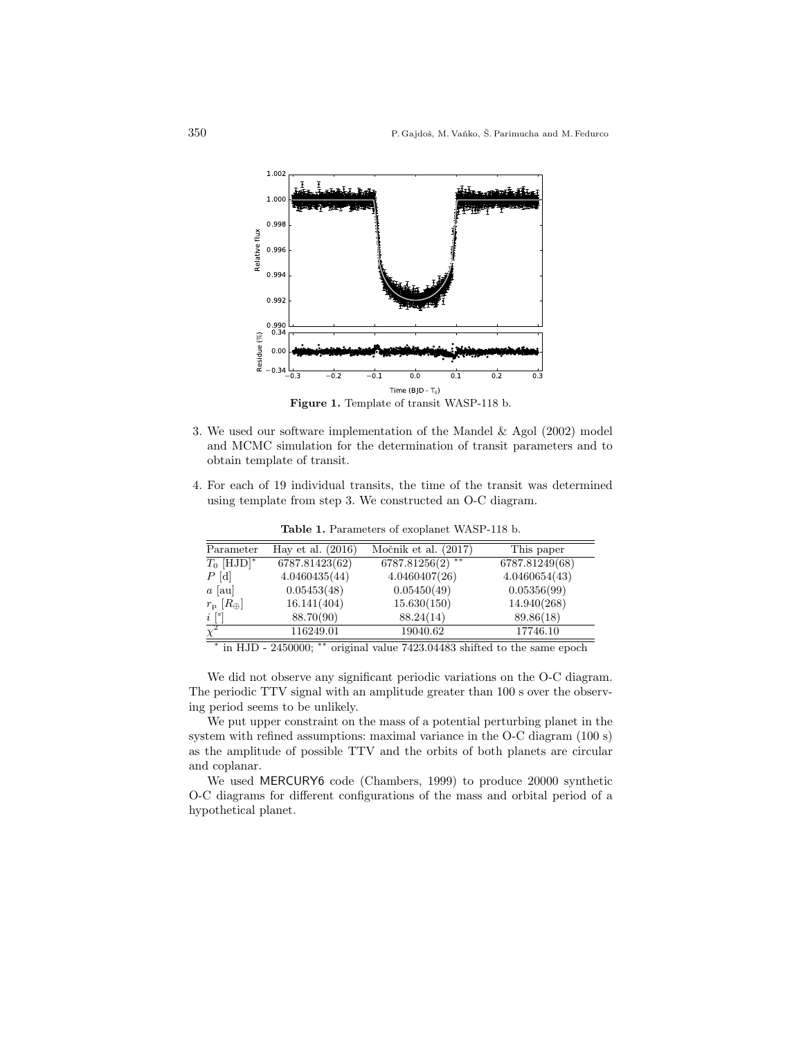**Figure 1.** Template of transit WASP-118 b.

3. We used our software implementation of the Mandel & Agol (2002) model and MCMC simulation for the determination of transit parameters and to obtain template of transit.

4. For each of 19 individual transits, the time of the transit was determined using template from step 3. We constructed an O-C diagram.

**Table 1.** Parameters of exoplanet WASP-118 b.

| Parameter | Hay et al. (2016) | Močnik et al. (2017) | This paper |
|---|---|---|---|
| $T_0$ [HJD]* | 6787.81423(62) | 6787.81256(2) ** | 6787.81249(68) |
| $P$ [d] | 4.0460435(44) | 4.0460407(26) | 4.0460654(43) |
| $a$ [au] | 0.05453(48) | 0.05450(49) | 0.05356(99) |
| $r_{\rm p}$ [$R_\oplus$] | 16.141(404) | 15.630(150) | 14.940(268) |
| $i$ [°] | 88.70(90) | 88.24(14) | 89.86(18) |
| $\chi^2$ | 116249.01 | 19040.62 | 17746.10 |

* in HJD - 2450000; ** original value 7423.04483 shifted to the same epoch

We did not observe any significant periodic variations on the O-C diagram. The periodic TTV signal with an amplitude greater than 100 s over the observing period seems to be unlikely.

We put upper constraint on the mass of a potential perturbing planet in the system with refined assumptions: maximal variance in the O-C diagram (100 s) as the amplitude of possible TTV and the orbits of both planets are circular and coplanar.

We used MERCURY6 code (Chambers, 1999) to produce 20000 synthetic O-C diagrams for different configurations of the mass and orbital period of a hypothetical planet.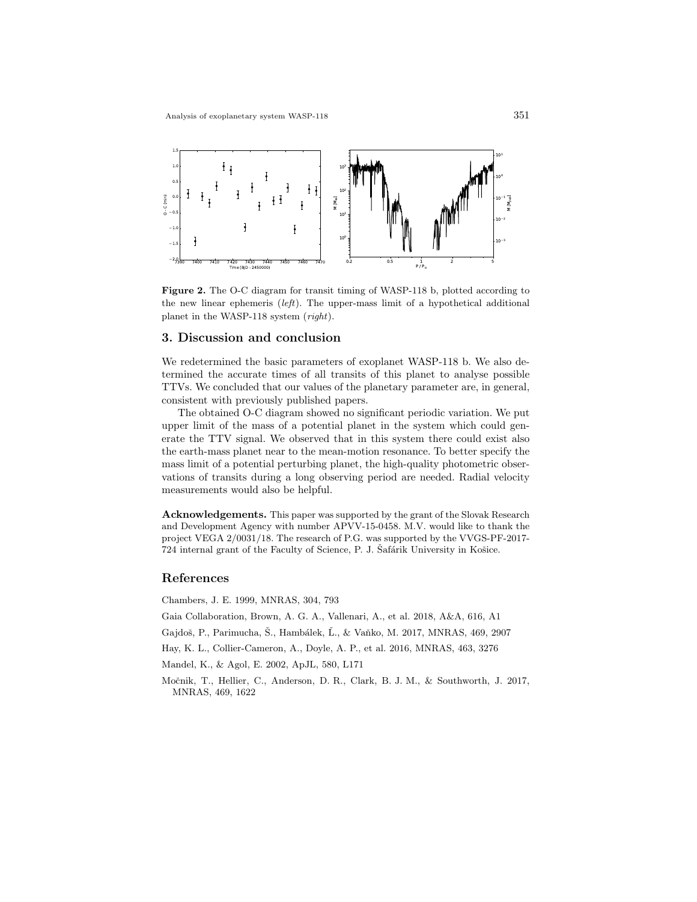1.5
1.0
0.5
0.0
−0.5
−1.0
−1.5
−2.0
O - C (min)
7390 7400 7410 7420 7430 7440 7450 7460 7470
Time (BJD - 2450000)

M [M⊕]
M [M_Jup]
0.2 0.5 1 2 5
P / P₀

**Figure 2.** The O-C diagram for transit timing of WASP-118 b, plotted according to the new linear ephemeris (*left*). The upper-mass limit of a hypothetical additional planet in the WASP-118 system (*right*).

## 3. Discussion and conclusion

We redetermined the basic parameters of exoplanet WASP-118 b. We also determined the accurate times of all transits of this planet to analyse possible TTVs. We concluded that our values of the planetary parameter are, in general, consistent with previously published papers.

The obtained O-C diagram showed no significant periodic variation. We put upper limit of the mass of a potential planet in the system which could generate the TTV signal. We observed that in this system there could exist also the earth-mass planet near to the mean-motion resonance. To better specify the mass limit of a potential perturbing planet, the high-quality photometric observations of transits during a long observing period are needed. Radial velocity measurements would also be helpful.

**Acknowledgements.** This paper was supported by the grant of the Slovak Research and Development Agency with number APVV-15-0458. M.V. would like to thank the project VEGA 2/0031/18. The research of P.G. was supported by the VVGS-PF-2017-724 internal grant of the Faculty of Science, P. J. Šafárik University in Košice.

## References

Chambers, J. E. 1999, MNRAS, 304, 793

Gaia Collaboration, Brown, A. G. A., Vallenari, A., et al. 2018, A&A, 616, A1

Gajdoš, P., Parimucha, Š., Hambálek, Ľ., & Vaňko, M. 2017, MNRAS, 469, 2907

Hay, K. L., Collier-Cameron, A., Doyle, A. P., et al. 2016, MNRAS, 463, 3276

Mandel, K., & Agol, E. 2002, ApJL, 580, L171

Močnik, T., Hellier, C., Anderson, D. R., Clark, B. J. M., & Southworth, J. 2017, MNRAS, 469, 1622